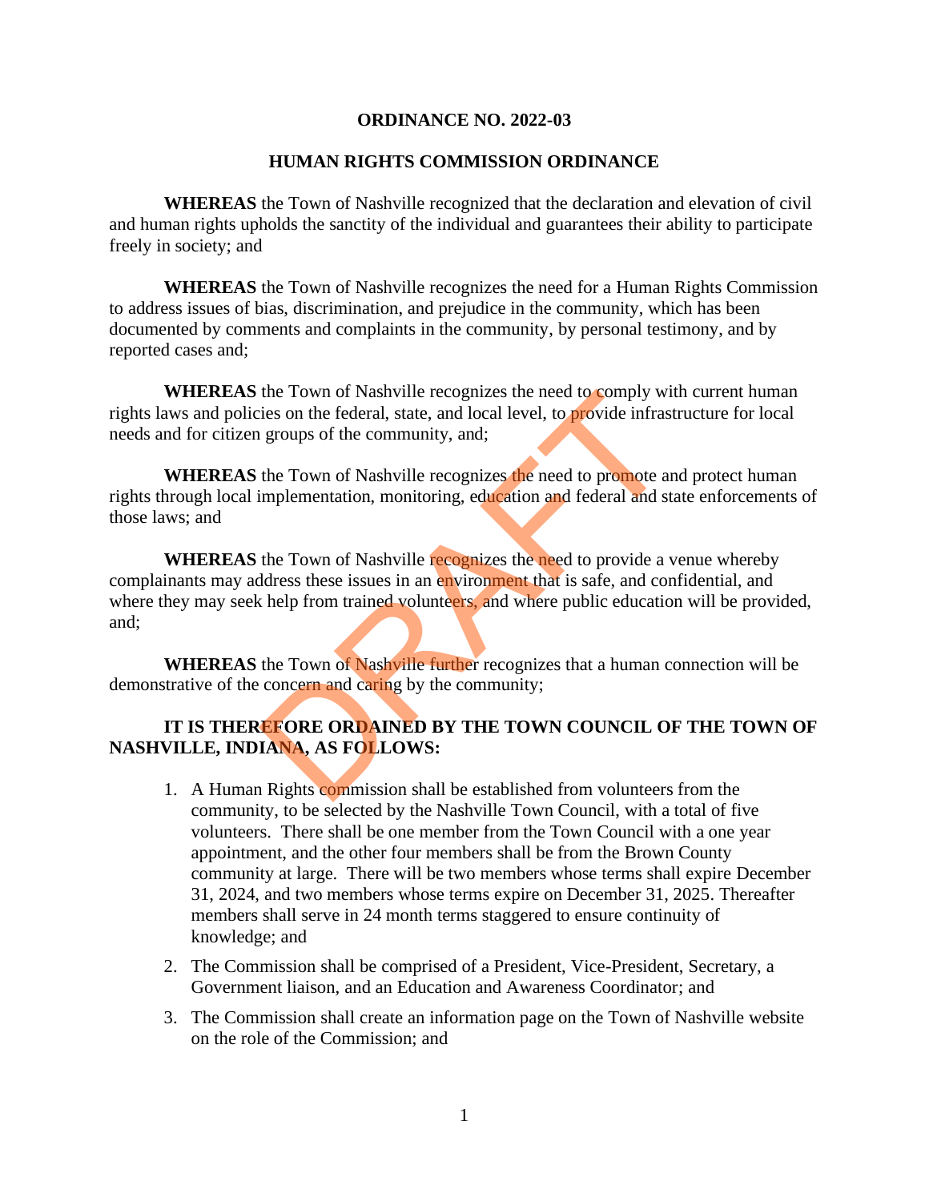**ORDINANCE NO. 2022-03**

**HUMAN RIGHTS COMMISSION ORDINANCE**

**WHEREAS** the Town of Nashville recognized that the declaration and elevation of civil and human rights upholds the sanctity of the individual and guarantees their ability to participate freely in society; and

**WHEREAS** the Town of Nashville recognizes the need for a Human Rights Commission to address issues of bias, discrimination, and prejudice in the community, which has been documented by comments and complaints in the community, by personal testimony, and by reported cases and;

**WHEREAS** the Town of Nashville recognizes the need to comply with current human rights laws and policies on the federal, state, and local level, to provide infrastructure for local needs and for citizen groups of the community, and;

**WHEREAS** the Town of Nashville recognizes the need to promote and protect human rights through local implementation, monitoring, education and federal and state enforcements of those laws; and

**WHEREAS** the Town of Nashville recognizes the need to provide a venue whereby complainants may address these issues in an environment that is safe, and confidential, and where they may seek help from trained volunteers, and where public education will be provided, and;

**WHEREAS** the Town of Nashville further recognizes that a human connection will be demonstrative of the concern and caring by the community;

**IT IS THEREFORE ORDAINED BY THE TOWN COUNCIL OF THE TOWN OF NASHVILLE, INDIANA, AS FOLLOWS:**

1. A Human Rights commission shall be established from volunteers from the community, to be selected by the Nashville Town Council, with a total of five volunteers. There shall be one member from the Town Council with a one year appointment, and the other four members shall be from the Brown County community at large. There will be two members whose terms shall expire December 31, 2024, and two members whose terms expire on December 31, 2025. Thereafter members shall serve in 24 month terms staggered to ensure continuity of knowledge; and
2. The Commission shall be comprised of a President, Vice-President, Secretary, a Government liaison, and an Education and Awareness Coordinator; and
3. The Commission shall create an information page on the Town of Nashville website on the role of the Commission; and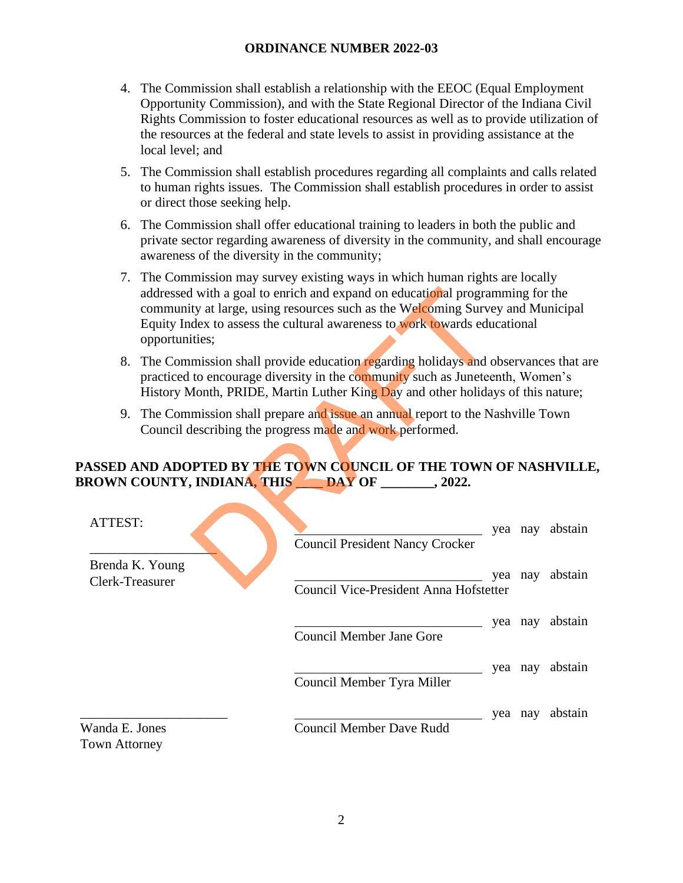**ORDINANCE NUMBER 2022-03**

4. The Commission shall establish a relationship with the EEOC (Equal Employment Opportunity Commission), and with the State Regional Director of the Indiana Civil Rights Commission to foster educational resources as well as to provide utilization of the resources at the federal and state levels to assist in providing assistance at the local level; and
5. The Commission shall establish procedures regarding all complaints and calls related to human rights issues. The Commission shall establish procedures in order to assist or direct those seeking help.
6. The Commission shall offer educational training to leaders in both the public and private sector regarding awareness of diversity in the community, and shall encourage awareness of the diversity in the community;
7. The Commission may survey existing ways in which human rights are locally addressed with a goal to enrich and expand on educational programming for the community at large, using resources such as the Welcoming Survey and Municipal Equity Index to assess the cultural awareness to work towards educational opportunities;
8. The Commission shall provide education regarding holidays and observances that are practiced to encourage diversity in the community such as Juneteenth, Women's History Month, PRIDE, Martin Luther King Day and other holidays of this nature;
9. The Commission shall prepare and issue an annual report to the Nashville Town Council describing the progress made and work performed.

**PASSED AND ADOPTED BY THE TOWN COUNCIL OF THE TOWN OF NASHVILLE, BROWN COUNTY, INDIANA, THIS \_\_\_\_\_ DAY OF \_\_\_\_\_\_\_\_, 2022.**

ATTEST:

\_\_\_\_\_\_\_\_\_\_\_\_\_\_\_\_\_\_\_\_
Brenda K. Young
Clerk-Treasurer

\_\_\_\_\_\_\_\_\_\_\_\_\_\_\_\_\_\_\_\_\_\_\_\_\_\_\_\_\_\_ yea nay abstain
Council President Nancy Crocker

\_\_\_\_\_\_\_\_\_\_\_\_\_\_\_\_\_\_\_\_\_\_\_\_\_\_\_\_\_\_ yea nay abstain
Council Vice-President Anna Hofstetter

\_\_\_\_\_\_\_\_\_\_\_\_\_\_\_\_\_\_\_\_\_\_\_\_\_\_\_\_\_\_ yea nay abstain
Council Member Jane Gore

\_\_\_\_\_\_\_\_\_\_\_\_\_\_\_\_\_\_\_\_\_\_\_\_\_\_\_\_\_\_ yea nay abstain
Council Member Tyra Miller

\_\_\_\_\_\_\_\_\_\_\_\_\_\_\_\_\_\_\_\_\_\_\_\_\_\_\_\_\_\_ yea nay abstain
Council Member Dave Rudd

\_\_\_\_\_\_\_\_\_\_\_\_\_\_\_\_\_\_\_\_
Wanda E. Jones
Town Attorney

DRAFT